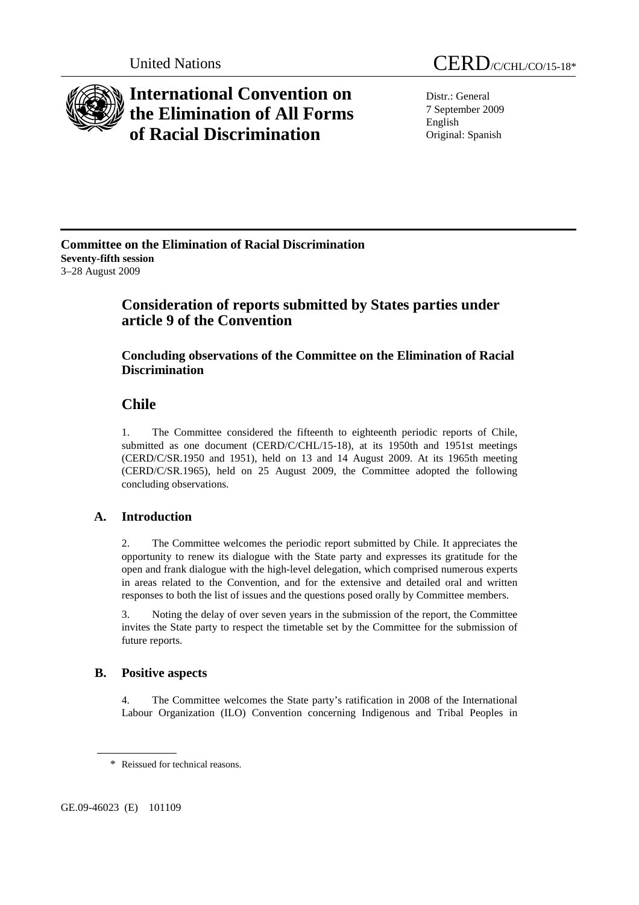United Nations CERD/C/CHL/CO/15-18*

# International Convention on the Elimination of All Forms of Racial Discrimination

Distr.: General
7 September 2009
English
Original: Spanish

**Committee on the Elimination of Racial Discrimination**
**Seventy-fifth session**
3–28 August 2009

## Consideration of reports submitted by States parties under article 9 of the Convention

### Concluding observations of the Committee on the Elimination of Racial Discrimination

## Chile

1. The Committee considered the fifteenth to eighteenth periodic reports of Chile, submitted as one document (CERD/C/CHL/15-18), at its 1950th and 1951st meetings (CERD/C/SR.1950 and 1951), held on 13 and 14 August 2009. At its 1965th meeting (CERD/C/SR.1965), held on 25 August 2009, the Committee adopted the following concluding observations.

### A. Introduction

2. The Committee welcomes the periodic report submitted by Chile. It appreciates the opportunity to renew its dialogue with the State party and expresses its gratitude for the open and frank dialogue with the high-level delegation, which comprised numerous experts in areas related to the Convention, and for the extensive and detailed oral and written responses to both the list of issues and the questions posed orally by Committee members.

3. Noting the delay of over seven years in the submission of the report, the Committee invites the State party to respect the timetable set by the Committee for the submission of future reports.

### B. Positive aspects

4. The Committee welcomes the State party's ratification in 2008 of the International Labour Organization (ILO) Convention concerning Indigenous and Tribal Peoples in

\* Reissued for technical reasons.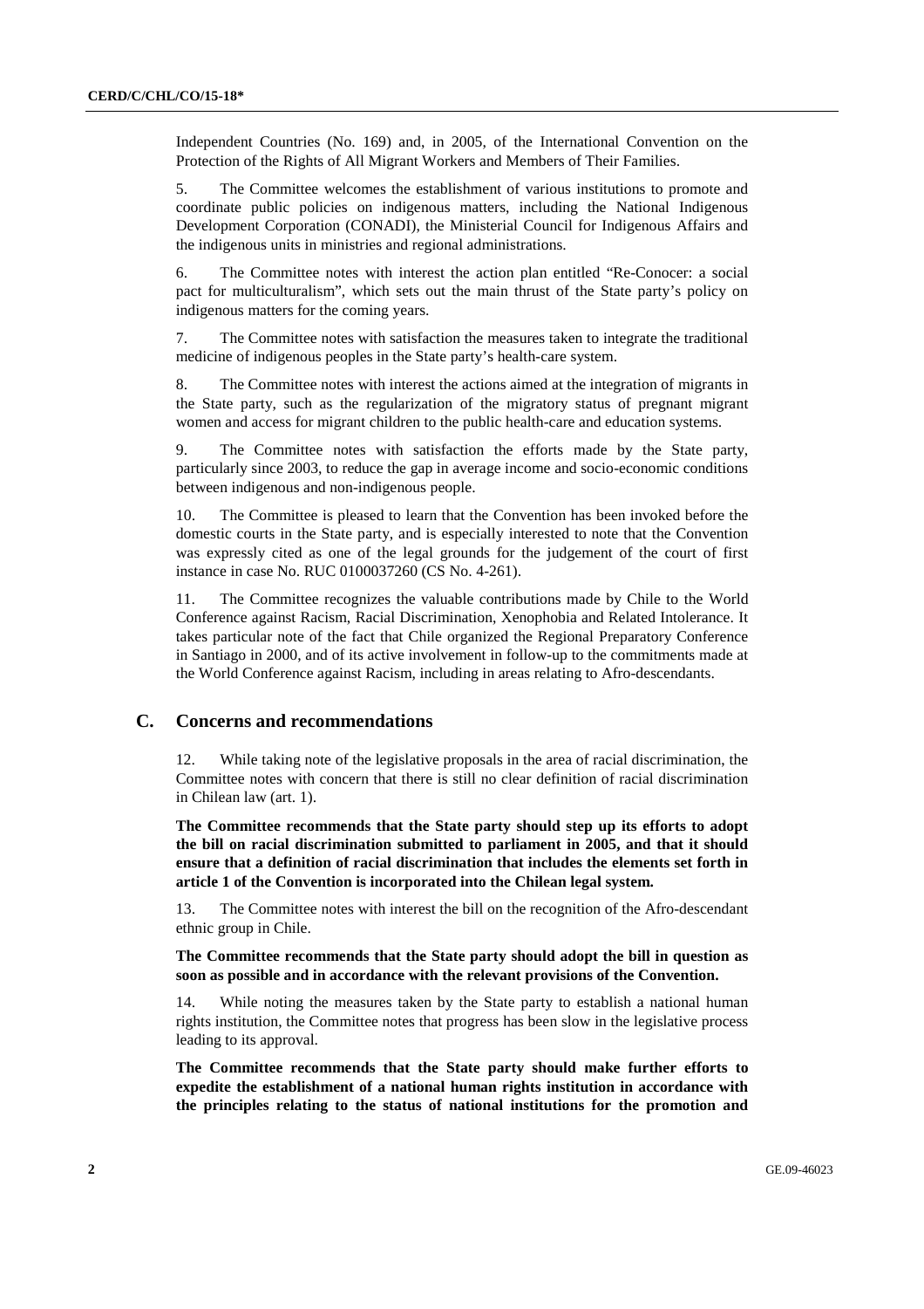Independent Countries (No. 169) and, in 2005, of the International Convention on the Protection of the Rights of All Migrant Workers and Members of Their Families.

5. The Committee welcomes the establishment of various institutions to promote and coordinate public policies on indigenous matters, including the National Indigenous Development Corporation (CONADI), the Ministerial Council for Indigenous Affairs and the indigenous units in ministries and regional administrations.

6. The Committee notes with interest the action plan entitled "Re-Conocer: a social pact for multiculturalism", which sets out the main thrust of the State party's policy on indigenous matters for the coming years.

7. The Committee notes with satisfaction the measures taken to integrate the traditional medicine of indigenous peoples in the State party's health-care system.

8. The Committee notes with interest the actions aimed at the integration of migrants in the State party, such as the regularization of the migratory status of pregnant migrant women and access for migrant children to the public health-care and education systems.

9. The Committee notes with satisfaction the efforts made by the State party, particularly since 2003, to reduce the gap in average income and socio-economic conditions between indigenous and non-indigenous people.

10. The Committee is pleased to learn that the Convention has been invoked before the domestic courts in the State party, and is especially interested to note that the Convention was expressly cited as one of the legal grounds for the judgement of the court of first instance in case No. RUC 0100037260 (CS No. 4-261).

11. The Committee recognizes the valuable contributions made by Chile to the World Conference against Racism, Racial Discrimination, Xenophobia and Related Intolerance. It takes particular note of the fact that Chile organized the Regional Preparatory Conference in Santiago in 2000, and of its active involvement in follow-up to the commitments made at the World Conference against Racism, including in areas relating to Afro-descendants.

## C. Concerns and recommendations

12. While taking note of the legislative proposals in the area of racial discrimination, the Committee notes with concern that there is still no clear definition of racial discrimination in Chilean law (art. 1).

**The Committee recommends that the State party should step up its efforts to adopt the bill on racial discrimination submitted to parliament in 2005, and that it should ensure that a definition of racial discrimination that includes the elements set forth in article 1 of the Convention is incorporated into the Chilean legal system.**

13. The Committee notes with interest the bill on the recognition of the Afro-descendant ethnic group in Chile.

**The Committee recommends that the State party should adopt the bill in question as soon as possible and in accordance with the relevant provisions of the Convention.**

14. While noting the measures taken by the State party to establish a national human rights institution, the Committee notes that progress has been slow in the legislative process leading to its approval.

**The Committee recommends that the State party should make further efforts to expedite the establishment of a national human rights institution in accordance with the principles relating to the status of national institutions for the promotion and**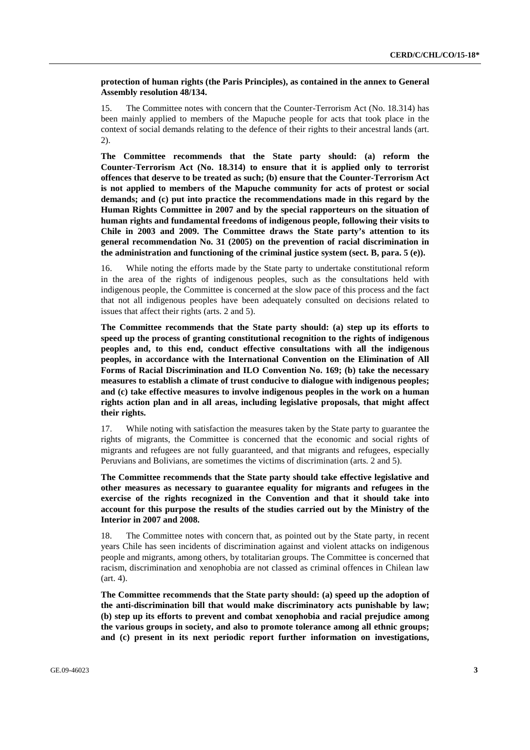**protection of human rights (the Paris Principles), as contained in the annex to General Assembly resolution 48/134.**

15. The Committee notes with concern that the Counter-Terrorism Act (No. 18.314) has been mainly applied to members of the Mapuche people for acts that took place in the context of social demands relating to the defence of their rights to their ancestral lands (art. 2).

**The Committee recommends that the State party should: (a) reform the Counter-Terrorism Act (No. 18.314) to ensure that it is applied only to terrorist offences that deserve to be treated as such; (b) ensure that the Counter-Terrorism Act is not applied to members of the Mapuche community for acts of protest or social demands; and (c) put into practice the recommendations made in this regard by the Human Rights Committee in 2007 and by the special rapporteurs on the situation of human rights and fundamental freedoms of indigenous people, following their visits to Chile in 2003 and 2009. The Committee draws the State party's attention to its general recommendation No. 31 (2005) on the prevention of racial discrimination in the administration and functioning of the criminal justice system (sect. B, para. 5 (e)).**

16. While noting the efforts made by the State party to undertake constitutional reform in the area of the rights of indigenous peoples, such as the consultations held with indigenous people, the Committee is concerned at the slow pace of this process and the fact that not all indigenous peoples have been adequately consulted on decisions related to issues that affect their rights (arts. 2 and 5).

**The Committee recommends that the State party should: (a) step up its efforts to speed up the process of granting constitutional recognition to the rights of indigenous peoples and, to this end, conduct effective consultations with all the indigenous peoples, in accordance with the International Convention on the Elimination of All Forms of Racial Discrimination and ILO Convention No. 169; (b) take the necessary measures to establish a climate of trust conducive to dialogue with indigenous peoples; and (c) take effective measures to involve indigenous peoples in the work on a human rights action plan and in all areas, including legislative proposals, that might affect their rights.**

17. While noting with satisfaction the measures taken by the State party to guarantee the rights of migrants, the Committee is concerned that the economic and social rights of migrants and refugees are not fully guaranteed, and that migrants and refugees, especially Peruvians and Bolivians, are sometimes the victims of discrimination (arts. 2 and 5).

**The Committee recommends that the State party should take effective legislative and other measures as necessary to guarantee equality for migrants and refugees in the exercise of the rights recognized in the Convention and that it should take into account for this purpose the results of the studies carried out by the Ministry of the Interior in 2007 and 2008.**

18. The Committee notes with concern that, as pointed out by the State party, in recent years Chile has seen incidents of discrimination against and violent attacks on indigenous people and migrants, among others, by totalitarian groups. The Committee is concerned that racism, discrimination and xenophobia are not classed as criminal offences in Chilean law (art. 4).

**The Committee recommends that the State party should: (a) speed up the adoption of the anti-discrimination bill that would make discriminatory acts punishable by law; (b) step up its efforts to prevent and combat xenophobia and racial prejudice among the various groups in society, and also to promote tolerance among all ethnic groups; and (c) present in its next periodic report further information on investigations,**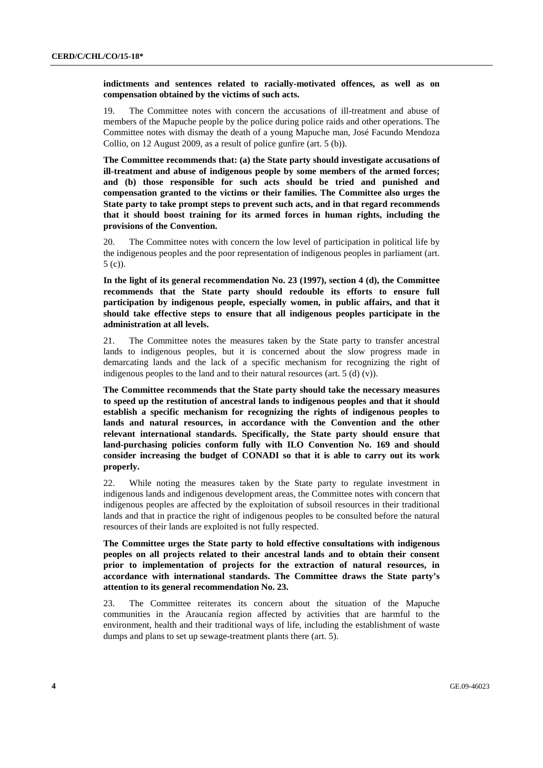**indictments and sentences related to racially-motivated offences, as well as on compensation obtained by the victims of such acts.**

19. The Committee notes with concern the accusations of ill-treatment and abuse of members of the Mapuche people by the police during police raids and other operations. The Committee notes with dismay the death of a young Mapuche man, José Facundo Mendoza Collio, on 12 August 2009, as a result of police gunfire (art. 5 (b)).

**The Committee recommends that: (a) the State party should investigate accusations of ill-treatment and abuse of indigenous people by some members of the armed forces; and (b) those responsible for such acts should be tried and punished and compensation granted to the victims or their families. The Committee also urges the State party to take prompt steps to prevent such acts, and in that regard recommends that it should boost training for its armed forces in human rights, including the provisions of the Convention.**

20. The Committee notes with concern the low level of participation in political life by the indigenous peoples and the poor representation of indigenous peoples in parliament (art. 5 (c)).

**In the light of its general recommendation No. 23 (1997), section 4 (d), the Committee recommends that the State party should redouble its efforts to ensure full participation by indigenous people, especially women, in public affairs, and that it should take effective steps to ensure that all indigenous peoples participate in the administration at all levels.**

21. The Committee notes the measures taken by the State party to transfer ancestral lands to indigenous peoples, but it is concerned about the slow progress made in demarcating lands and the lack of a specific mechanism for recognizing the right of indigenous peoples to the land and to their natural resources (art. 5 (d) (v)).

**The Committee recommends that the State party should take the necessary measures to speed up the restitution of ancestral lands to indigenous peoples and that it should establish a specific mechanism for recognizing the rights of indigenous peoples to lands and natural resources, in accordance with the Convention and the other relevant international standards. Specifically, the State party should ensure that land-purchasing policies conform fully with ILO Convention No. 169 and should consider increasing the budget of CONADI so that it is able to carry out its work properly.**

22. While noting the measures taken by the State party to regulate investment in indigenous lands and indigenous development areas, the Committee notes with concern that indigenous peoples are affected by the exploitation of subsoil resources in their traditional lands and that in practice the right of indigenous peoples to be consulted before the natural resources of their lands are exploited is not fully respected.

**The Committee urges the State party to hold effective consultations with indigenous peoples on all projects related to their ancestral lands and to obtain their consent prior to implementation of projects for the extraction of natural resources, in accordance with international standards. The Committee draws the State party's attention to its general recommendation No. 23.**

23. The Committee reiterates its concern about the situation of the Mapuche communities in the Araucanía region affected by activities that are harmful to the environment, health and their traditional ways of life, including the establishment of waste dumps and plans to set up sewage-treatment plants there (art. 5).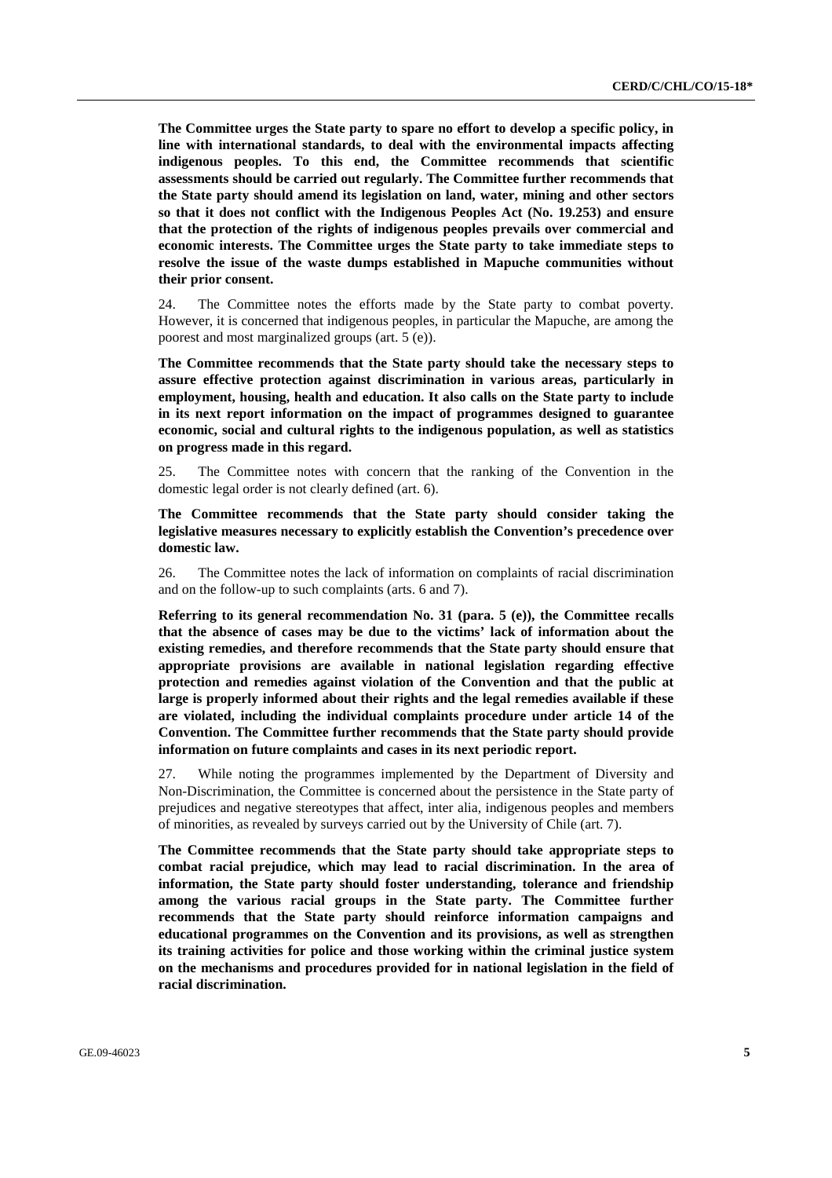**The Committee urges the State party to spare no effort to develop a specific policy, in line with international standards, to deal with the environmental impacts affecting indigenous peoples. To this end, the Committee recommends that scientific assessments should be carried out regularly. The Committee further recommends that the State party should amend its legislation on land, water, mining and other sectors so that it does not conflict with the Indigenous Peoples Act (No. 19.253) and ensure that the protection of the rights of indigenous peoples prevails over commercial and economic interests. The Committee urges the State party to take immediate steps to resolve the issue of the waste dumps established in Mapuche communities without their prior consent.**

24. The Committee notes the efforts made by the State party to combat poverty. However, it is concerned that indigenous peoples, in particular the Mapuche, are among the poorest and most marginalized groups (art. 5 (e)).

**The Committee recommends that the State party should take the necessary steps to assure effective protection against discrimination in various areas, particularly in employment, housing, health and education. It also calls on the State party to include in its next report information on the impact of programmes designed to guarantee economic, social and cultural rights to the indigenous population, as well as statistics on progress made in this regard.**

25. The Committee notes with concern that the ranking of the Convention in the domestic legal order is not clearly defined (art. 6).

**The Committee recommends that the State party should consider taking the legislative measures necessary to explicitly establish the Convention's precedence over domestic law.**

26. The Committee notes the lack of information on complaints of racial discrimination and on the follow-up to such complaints (arts. 6 and 7).

**Referring to its general recommendation No. 31 (para. 5 (e)), the Committee recalls that the absence of cases may be due to the victims' lack of information about the existing remedies, and therefore recommends that the State party should ensure that appropriate provisions are available in national legislation regarding effective protection and remedies against violation of the Convention and that the public at large is properly informed about their rights and the legal remedies available if these are violated, including the individual complaints procedure under article 14 of the Convention. The Committee further recommends that the State party should provide information on future complaints and cases in its next periodic report.**

27. While noting the programmes implemented by the Department of Diversity and Non-Discrimination, the Committee is concerned about the persistence in the State party of prejudices and negative stereotypes that affect, inter alia, indigenous peoples and members of minorities, as revealed by surveys carried out by the University of Chile (art. 7).

**The Committee recommends that the State party should take appropriate steps to combat racial prejudice, which may lead to racial discrimination. In the area of information, the State party should foster understanding, tolerance and friendship among the various racial groups in the State party. The Committee further recommends that the State party should reinforce information campaigns and educational programmes on the Convention and its provisions, as well as strengthen its training activities for police and those working within the criminal justice system on the mechanisms and procedures provided for in national legislation in the field of racial discrimination.**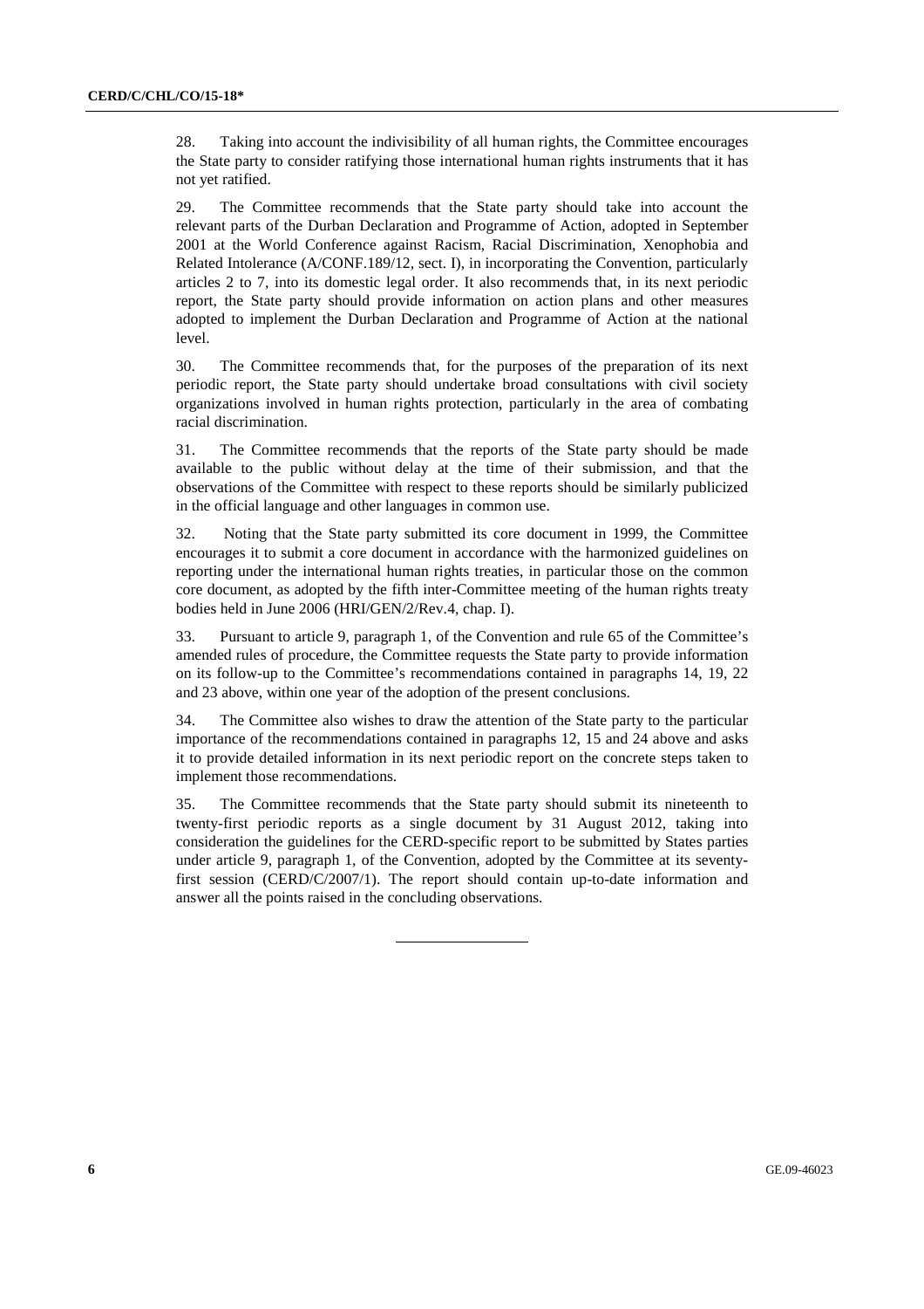28. Taking into account the indivisibility of all human rights, the Committee encourages the State party to consider ratifying those international human rights instruments that it has not yet ratified.

29. The Committee recommends that the State party should take into account the relevant parts of the Durban Declaration and Programme of Action, adopted in September 2001 at the World Conference against Racism, Racial Discrimination, Xenophobia and Related Intolerance (A/CONF.189/12, sect. I), in incorporating the Convention, particularly articles 2 to 7, into its domestic legal order. It also recommends that, in its next periodic report, the State party should provide information on action plans and other measures adopted to implement the Durban Declaration and Programme of Action at the national level.

30. The Committee recommends that, for the purposes of the preparation of its next periodic report, the State party should undertake broad consultations with civil society organizations involved in human rights protection, particularly in the area of combating racial discrimination.

31. The Committee recommends that the reports of the State party should be made available to the public without delay at the time of their submission, and that the observations of the Committee with respect to these reports should be similarly publicized in the official language and other languages in common use.

32. Noting that the State party submitted its core document in 1999, the Committee encourages it to submit a core document in accordance with the harmonized guidelines on reporting under the international human rights treaties, in particular those on the common core document, as adopted by the fifth inter-Committee meeting of the human rights treaty bodies held in June 2006 (HRI/GEN/2/Rev.4, chap. I).

33. Pursuant to article 9, paragraph 1, of the Convention and rule 65 of the Committee's amended rules of procedure, the Committee requests the State party to provide information on its follow-up to the Committee's recommendations contained in paragraphs 14, 19, 22 and 23 above, within one year of the adoption of the present conclusions.

34. The Committee also wishes to draw the attention of the State party to the particular importance of the recommendations contained in paragraphs 12, 15 and 24 above and asks it to provide detailed information in its next periodic report on the concrete steps taken to implement those recommendations.

35. The Committee recommends that the State party should submit its nineteenth to twenty-first periodic reports as a single document by 31 August 2012, taking into consideration the guidelines for the CERD-specific report to be submitted by States parties under article 9, paragraph 1, of the Convention, adopted by the Committee at its seventy-first session (CERD/C/2007/1). The report should contain up-to-date information and answer all the points raised in the concluding observations.